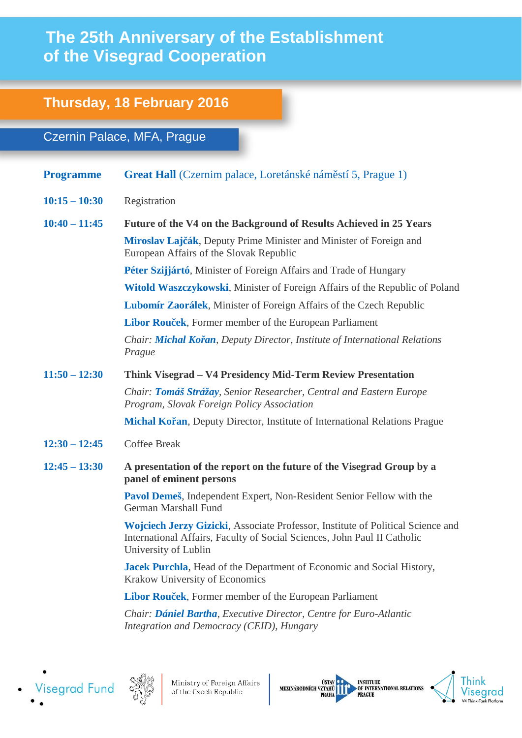# The 25th Anniversary of the Establishment of the Visegrad Cooperation

## Thursday, 18 February 2016

### Czernin Palace, MFA, Prague

**Programme** | **Great Hall** (Czernim palace, Loretánské náměstí 5, Prague 1)

**10:15 – 10:30** Registration

**10:40 – 11:45** **Future of the V4 on the Background of Results Achieved in 25 Years**

**Miroslav Lajčák**, Deputy Prime Minister and Minister of Foreign and European Affairs of the Slovak Republic

**Péter Szijjártó**, Minister of Foreign Affairs and Trade of Hungary

**Witold Waszczykowski**, Minister of Foreign Affairs of the Republic of Poland

**Lubomír Zaorálek**, Minister of Foreign Affairs of the Czech Republic

**Libor Rouček**, Former member of the European Parliament

*Chair: **Michal Kořan**, Deputy Director, Institute of International Relations Prague*

**11:50 – 12:30** **Think Visegrad – V4 Presidency Mid-Term Review Presentation**

*Chair: **Tomáš Strážay**, Senior Researcher, Central and Eastern Europe Program, Slovak Foreign Policy Association*

**Michal Kořan**, Deputy Director, Institute of International Relations Prague

**12:30 – 12:45** Coffee Break

**12:45 – 13:30** **A presentation of the report on the future of the Visegrad Group by a panel of eminent persons**

**Pavol Demeš**, Independent Expert, Non-Resident Senior Fellow with the German Marshall Fund

**Wojciech Jerzy Gizicki**, Associate Professor, Institute of Political Science and International Affairs, Faculty of Social Sciences, John Paul II Catholic University of Lublin

**Jacek Purchla**, Head of the Department of Economic and Social History, Krakow University of Economics

**Libor Rouček**, Former member of the European Parliament

*Chair: **Dániel Bartha**, Executive Director, Centre for Euro-Atlantic Integration and Democracy (CEID), Hungary*

Visegrad Fund | Ministry of Foreign Affairs of the Czech Republic | Ústav mezinárodních vztahů Praha – Institute of International Relations Prague | Think Visegrad – V4 Think-Tank Platform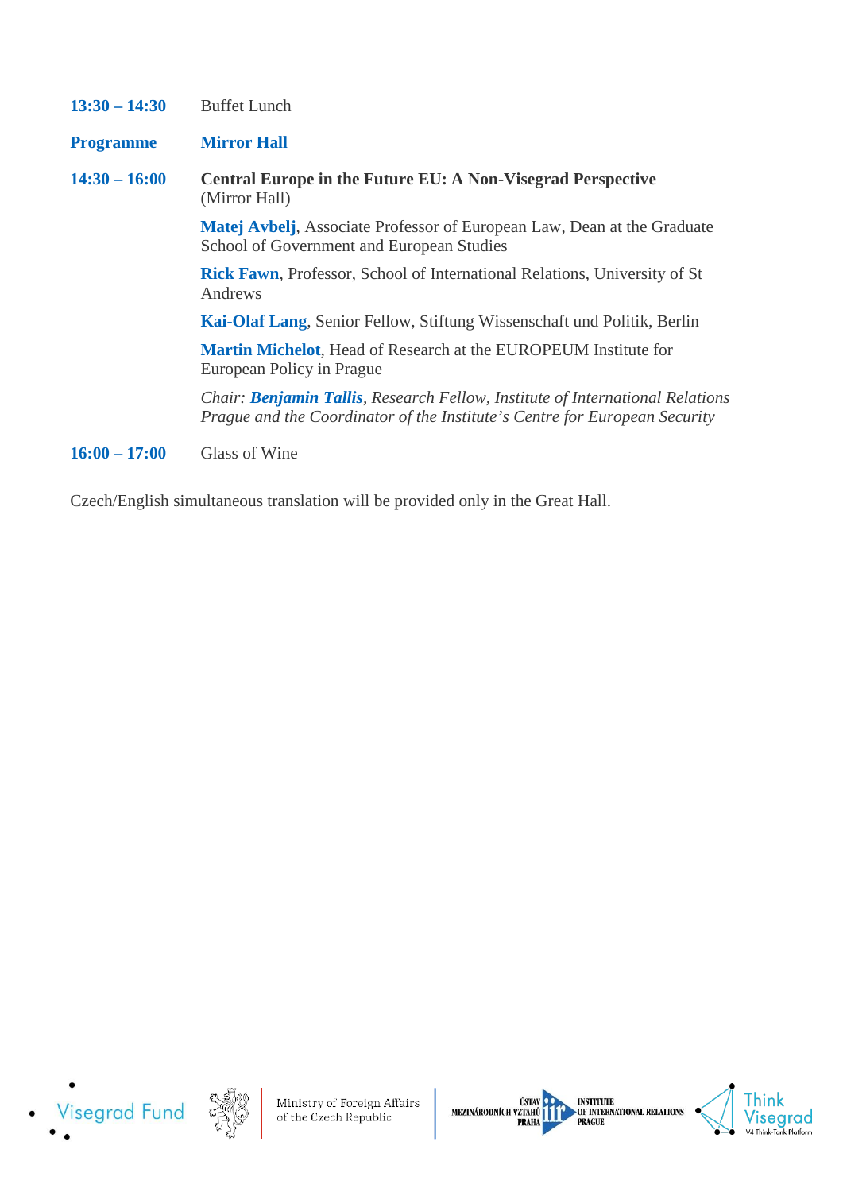**13:30 – 14:30** Buffet Lunch

**Programme** **Mirror Hall**

**14:30 – 16:00** **Central Europe in the Future EU: A Non-Visegrad Perspective** (Mirror Hall)

**Matej Avbelj**, Associate Professor of European Law, Dean at the Graduate School of Government and European Studies

**Rick Fawn**, Professor, School of International Relations, University of St Andrews

**Kai-Olaf Lang**, Senior Fellow, Stiftung Wissenschaft und Politik, Berlin

**Martin Michelot**, Head of Research at the EUROPEUM Institute for European Policy in Prague

*Chair: **Benjamin Tallis**, Research Fellow, Institute of International Relations Prague and the Coordinator of the Institute's Centre for European Security*

**16:00 – 17:00** Glass of Wine

Czech/English simultaneous translation will be provided only in the Great Hall.

Visegrad Fund

Ministry of Foreign Affairs of the Czech Republic

ÚSTAV MEZINÁRODNÍCH VZTAHŮ PRAHA iir INSTITUTE OF INTERNATIONAL RELATIONS PRAGUE

Think Visegrad V4 Think-Tank Platform